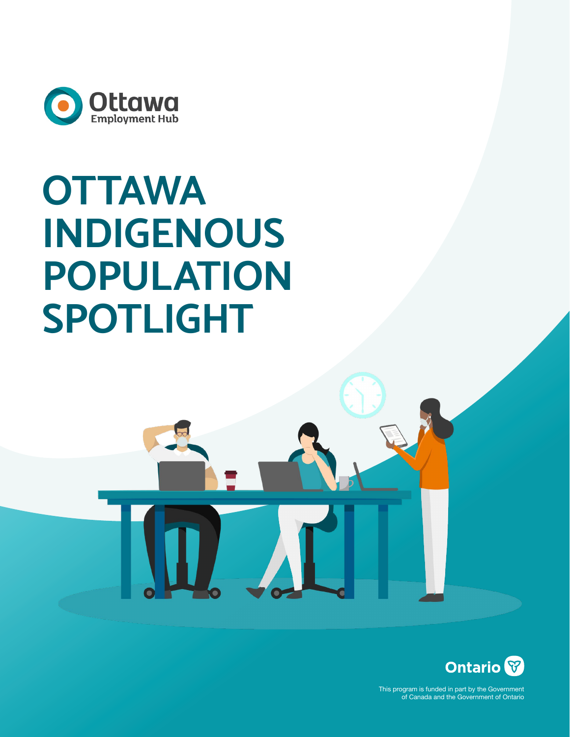Ottawa Employment Hub

# OTTAWA INDIGENOUS POPULATION SPOTLIGHT

Ontario

This program is funded in part by the Government of Canada and the Government of Ontario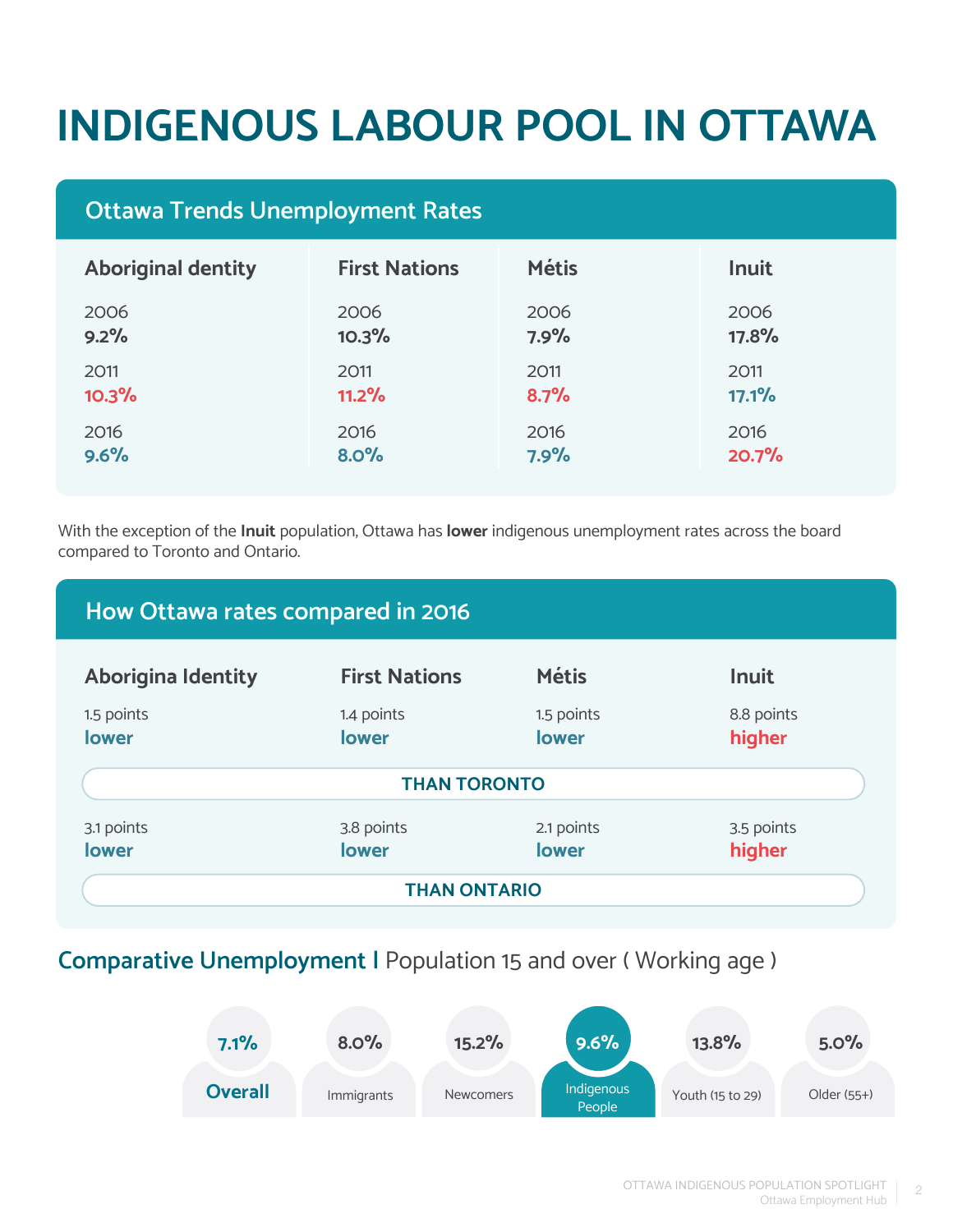# INDIGENOUS LABOUR POOL IN OTTAWA

## Ottawa Trends Unemployment Rates

| | Aboriginal dentity | First Nations | Métis | Inuit |
|---|---|---|---|---|
| 2006 | **9.2%** | **10.3%** | **7.9%** | **17.8%** |
| 2011 | **10.3%** | **11.2%** | **8.7%** | **17.1%** |
| 2016 | **9.6%** | **8.0%** | **7.9%** | **20.7%** |

With the exception of the **Inuit** population, Ottawa has **lower** indigenous unemployment rates across the board compared to Toronto and Ontario.

## How Ottawa rates compared in 2016

| | Aborigina Identity | First Nations | Métis | Inuit |
|---|---|---|---|---|
| THAN TORONTO | 1.5 points **lower** | 1.4 points **lower** | 1.5 points **lower** | 8.8 points **higher** |
| THAN ONTARIO | 3.1 points **lower** | 3.8 points **lower** | 2.1 points **lower** | 3.5 points **higher** |

## Comparative Unemployment | Population 15 and over ( Working age )

| Overall | Immigrants | Newcomers | Indigenous People | Youth (15 to 29) | Older (55+) |
|---|---|---|---|---|---|
| 7.1% | 8.0% | 15.2% | 9.6% | 13.8% | 5.0% |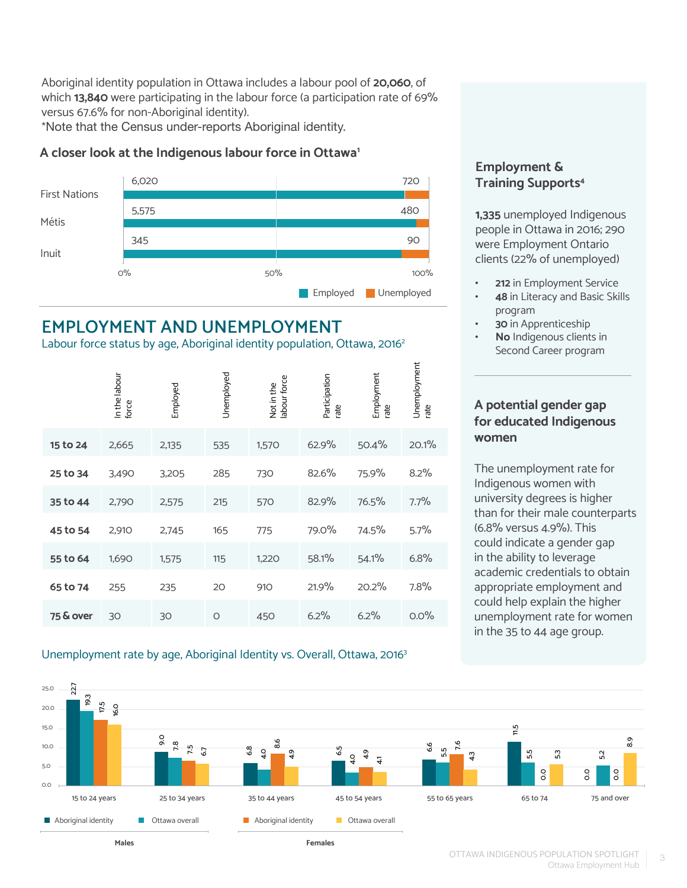Aboriginal identity population in Ottawa includes a labour pool of **20,060**, of which **13,840** were participating in the labour force (a participation rate of 69% versus 67.6% for non-Aboriginal identity).
*Note that the Census under-reports Aboriginal identity.

### A closer look at the Indigenous labour force in Ottawa[1]

| | Employed | Unemployed |
|---|---|---|
| First Nations | 6,020 | 720 |
| Métis | 5,575 | 480 |
| Inuit | 345 | 90 |

## EMPLOYMENT AND UNEMPLOYMENT

Labour force status by age, Aboriginal identity population, Ottawa, 2016[2]

| | In the labour force | Employed | Unemployed | Not in the labour force | Participation rate | Employment rate | Unemployment rate |
|---|---|---|---|---|---|---|---|
| **15 to 24** | 2,665 | 2,135 | 535 | 1,570 | 62.9% | 50.4% | 20.1% |
| **25 to 34** | 3,490 | 3,205 | 285 | 730 | 82.6% | 75.9% | 8.2% |
| **35 to 44** | 2,790 | 2,575 | 215 | 570 | 82.9% | 76.5% | 7.7% |
| **45 to 54** | 2,910 | 2,745 | 165 | 775 | 79.0% | 74.5% | 5.7% |
| **55 to 64** | 1,690 | 1,575 | 115 | 1,220 | 58.1% | 54.1% | 6.8% |
| **65 to 74** | 255 | 235 | 20 | 910 | 21.9% | 20.2% | 7.8% |
| **75 & over** | 30 | 30 | 0 | 450 | 6.2% | 6.2% | 0.0% |

Unemployment rate by age, Aboriginal Identity vs. Overall, Ottawa, 2016[3]

| | Males – Aboriginal identity | Males – Ottawa overall | Females – Aboriginal identity | Females – Ottawa overall |
|---|---|---|---|---|
| 15 to 24 years | 22.7 | 19.3 | 17.5 | 16.0 |
| 25 to 34 years | 9.0 | 7.8 | 7.5 | 6.7 |
| 35 to 44 years | 6.8 | 4.0 | 8.6 | 4.9 |
| 45 to 54 years | 6.5 | 4.0 | 4.9 | 4.1 |
| 55 to 65 years | 6.6 | 5.5 | 7.6 | 4.3 |
| 65 to 74 | 11.5 | 5.5 | 0.0 | 5.3 |
| 75 and over | 0.0 | 5.2 | 0.0 | 8.9 |

### Employment & Training Supports[4]

**1,335** unemployed Indigenous people in Ottawa in 2016; 290 were Employment Ontario clients (22% of unemployed)

- **212** in Employment Service
- **48** in Literacy and Basic Skills program
- **30** in Apprenticeship
- **No** Indigenous clients in Second Career program

### A potential gender gap for educated Indigenous women

The unemployment rate for Indigenous women with university degrees is higher than for their male counterparts (6.8% versus 4.9%). This could indicate a gender gap in the ability to leverage academic credentials to obtain appropriate employment and could help explain the higher unemployment rate for women in the 35 to 44 age group.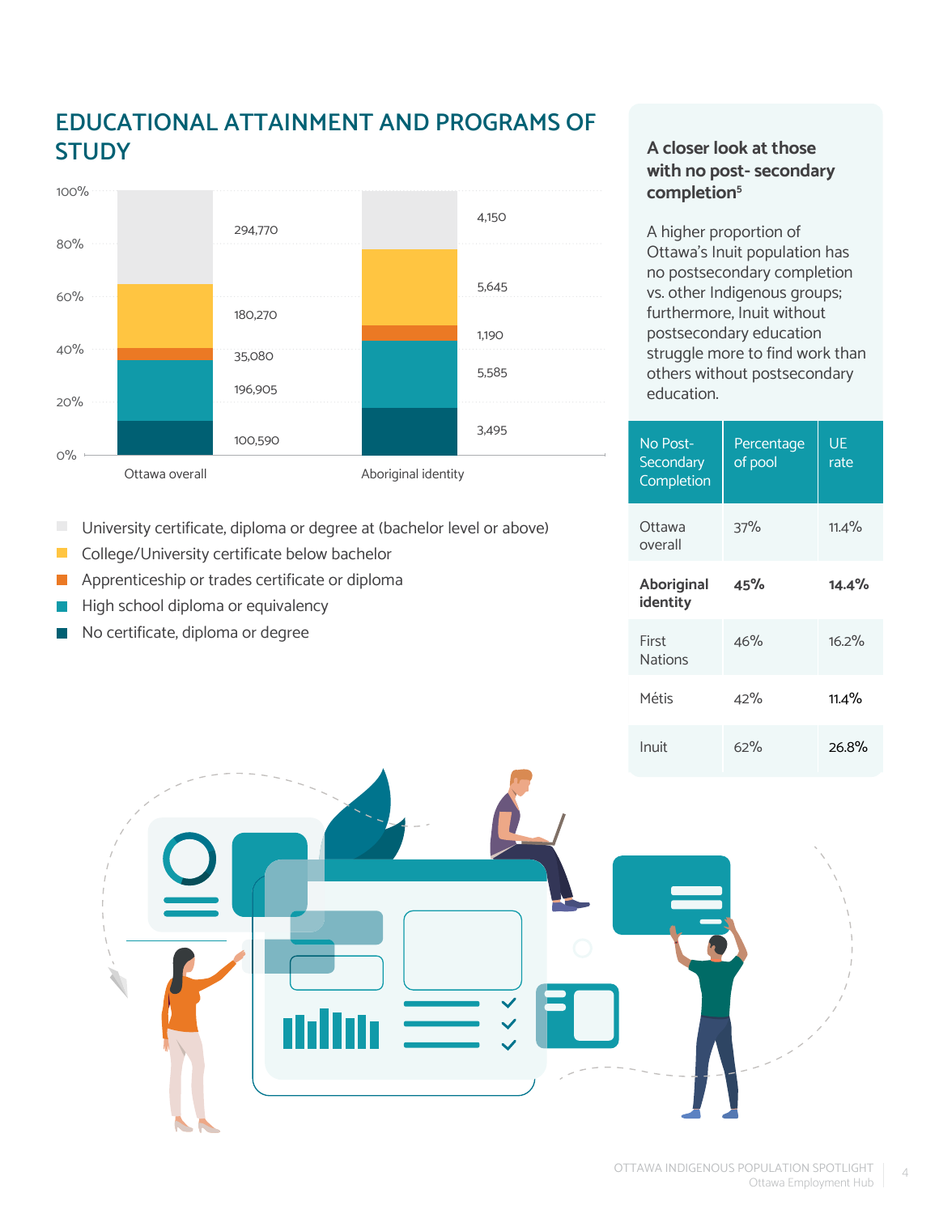## EDUCATIONAL ATTAINMENT AND PROGRAMS OF STUDY

| | Ottawa overall | Aboriginal identity |
|---|---|---|
| University certificate, diploma or degree at (bachelor level or above) | 294,770 | 4,150 |
| College/University certificate below bachelor | 180,270 | 5,645 |
| Apprenticeship or trades certificate or diploma | 35,080 | 1,190 |
| High school diploma or equivalency | 196,905 | 5,585 |
| No certificate, diploma or degree | 100,590 | 3,495 |

### A closer look at those with no post- secondary completion[5]

A higher proportion of Ottawa's Inuit population has no postsecondary completion vs. other Indigenous groups; furthermore, Inuit without postsecondary education struggle more to find work than others without postsecondary education.

| No Post-Secondary Completion | Percentage of pool | UE rate |
|---|---|---|
| Ottawa overall | 37% | 11.4% |
| **Aboriginal identity** | **45%** | **14.4%** |
| First Nations | 46% | 16.2% |
| Métis | 42% | 11.4% |
| Inuit | 62% | 26.8% |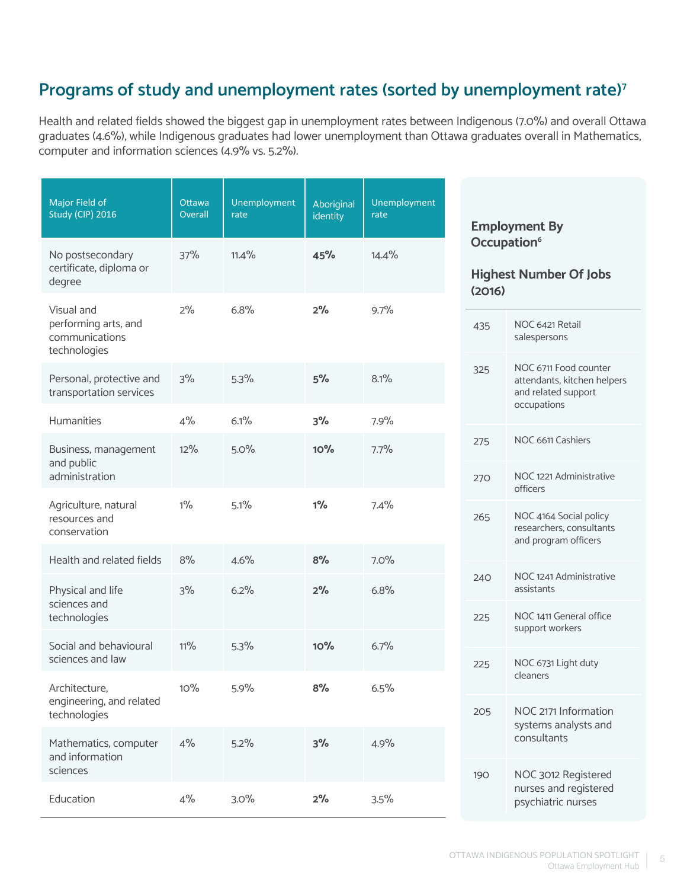## Programs of study and unemployment rates (sorted by unemployment rate)[7]

Health and related fields showed the biggest gap in unemployment rates between Indigenous (7.0%) and overall Ottawa graduates (4.6%), while Indigenous graduates had lower unemployment than Ottawa graduates overall in Mathematics, computer and information sciences (4.9% vs. 5.2%).

| Major Field of Study (CIP) 2016 | Ottawa Overall | Unemployment rate | Aboriginal identity | Unemployment rate |
|---|---|---|---|---|
| No postsecondary certificate, diploma or degree | 37% | 11.4% | **45%** | 14.4% |
| Visual and performing arts, and communications technologies | 2% | 6.8% | **2%** | 9.7% |
| Personal, protective and transportation services | 3% | 5.3% | **5%** | 8.1% |
| Humanities | 4% | 6.1% | **3%** | 7.9% |
| Business, management and public administration | 12% | 5.0% | **10%** | 7.7% |
| Agriculture, natural resources and conservation | 1% | 5.1% | **1%** | 7.4% |
| Health and related fields | 8% | 4.6% | **8%** | 7.0% |
| Physical and life sciences and technologies | 3% | 6.2% | **2%** | 6.8% |
| Social and behavioural sciences and law | 11% | 5.3% | **10%** | 6.7% |
| Architecture, engineering, and related technologies | 10% | 5.9% | **8%** | 6.5% |
| Mathematics, computer and information sciences | 4% | 5.2% | **3%** | 4.9% |
| Education | 4% | 3.0% | **2%** | 3.5% |

### Employment By Occupation[6]

### Highest Number Of Jobs (2016)

| Jobs | Occupation |
|---|---|
| 435 | NOC 6421 Retail salespersons |
| 325 | NOC 6711 Food counter attendants, kitchen helpers and related support occupations |
| 275 | NOC 6611 Cashiers |
| 270 | NOC 1221 Administrative officers |
| 265 | NOC 4164 Social policy researchers, consultants and program officers |
| 240 | NOC 1241 Administrative assistants |
| 225 | NOC 1411 General office support workers |
| 225 | NOC 6731 Light duty cleaners |
| 205 | NOC 2171 Information systems analysts and consultants |
| 190 | NOC 3012 Registered nurses and registered psychiatric nurses |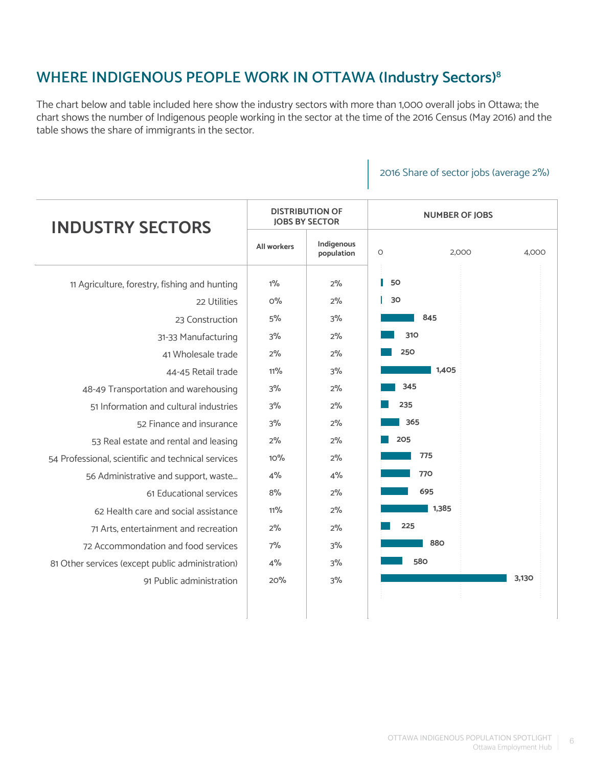## WHERE INDIGENOUS PEOPLE WORK IN OTTAWA (Industry Sectors)[8]

The chart below and table included here show the industry sectors with more than 1,000 overall jobs in Ottawa; the chart shows the number of Indigenous people working in the sector at the time of the 2016 Census (May 2016) and the table shows the share of immigrants in the sector.

2016 Share of sector jobs (average 2%)

| INDUSTRY SECTORS | DISTRIBUTION OF JOBS BY SECTOR | | NUMBER OF JOBS |
|---|---|---|---|
| | All workers | Indigenous population | |
| 11 Agriculture, forestry, fishing and hunting | 1% | 2% | 50 |
| 22 Utilities | 0% | 2% | 30 |
| 23 Construction | 5% | 3% | 845 |
| 31-33 Manufacturing | 3% | 2% | 310 |
| 41 Wholesale trade | 2% | 2% | 250 |
| 44-45 Retail trade | 11% | 3% | 1,405 |
| 48-49 Transportation and warehousing | 3% | 2% | 345 |
| 51 Information and cultural industries | 3% | 2% | 235 |
| 52 Finance and insurance | 3% | 2% | 365 |
| 53 Real estate and rental and leasing | 2% | 2% | 205 |
| 54 Professional, scientific and technical services | 10% | 2% | 775 |
| 56 Administrative and support, waste... | 4% | 4% | 770 |
| 61 Educational services | 8% | 2% | 695 |
| 62 Health care and social assistance | 11% | 2% | 1,385 |
| 71 Arts, entertainment and recreation | 2% | 2% | 225 |
| 72 Accommondation and food services | 7% | 3% | 880 |
| 81 Other services (except public administration) | 4% | 3% | 580 |
| 91 Public administration | 20% | 3% | 3,130 |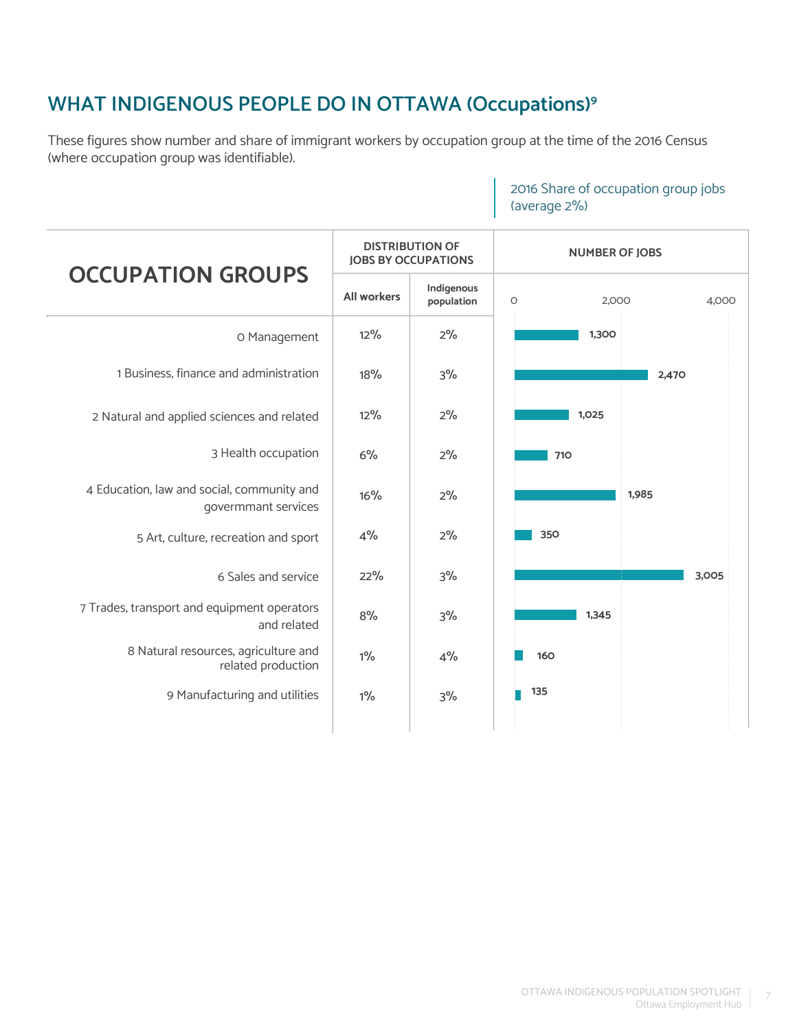## WHAT INDIGENOUS PEOPLE DO IN OTTAWA (Occupations)[9]

These figures show number and share of immigrant workers by occupation group at the time of the 2016 Census (where occupation group was identifiable).

2016 Share of occupation group jobs (average 2%)

| OCCUPATION GROUPS | DISTRIBUTION OF JOBS BY OCCUPATIONS | | NUMBER OF JOBS |
|---|---|---|---|
| | All workers | Indigenous population | |
| 0 Management | 12% | 2% | 1,300 |
| 1 Business, finance and administration | 18% | 3% | 2,470 |
| 2 Natural and applied sciences and related | 12% | 2% | 1,025 |
| 3 Health occupation | 6% | 2% | 710 |
| 4 Education, law and social, community and govermmant services | 16% | 2% | 1,985 |
| 5 Art, culture, recreation and sport | 4% | 2% | 350 |
| 6 Sales and service | 22% | 3% | 3,005 |
| 7 Trades, transport and equipment operators and related | 8% | 3% | 1,345 |
| 8 Natural resources, agriculture and related production | 1% | 4% | 160 |
| 9 Manufacturing and utilities | 1% | 3% | 135 |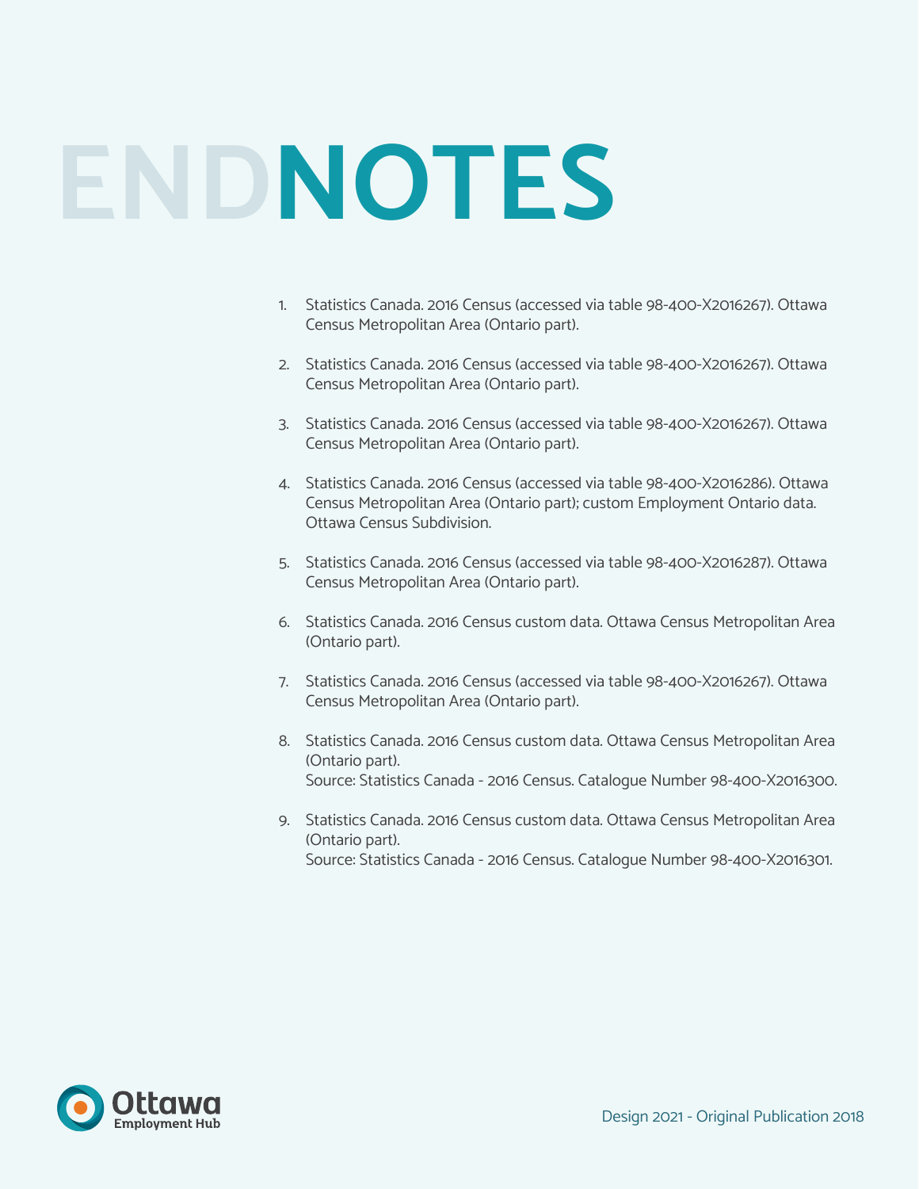# ENDNOTES

1. Statistics Canada. 2016 Census (accessed via table 98-400-X2016267). Ottawa Census Metropolitan Area (Ontario part).

2. Statistics Canada. 2016 Census (accessed via table 98-400-X2016267). Ottawa Census Metropolitan Area (Ontario part).

3. Statistics Canada. 2016 Census (accessed via table 98-400-X2016267). Ottawa Census Metropolitan Area (Ontario part).

4. Statistics Canada. 2016 Census (accessed via table 98-400-X2016286). Ottawa Census Metropolitan Area (Ontario part); custom Employment Ontario data. Ottawa Census Subdivision.

5. Statistics Canada. 2016 Census (accessed via table 98-400-X2016287). Ottawa Census Metropolitan Area (Ontario part).

6. Statistics Canada. 2016 Census custom data. Ottawa Census Metropolitan Area (Ontario part).

7. Statistics Canada. 2016 Census (accessed via table 98-400-X2016267). Ottawa Census Metropolitan Area (Ontario part).

8. Statistics Canada. 2016 Census custom data. Ottawa Census Metropolitan Area (Ontario part).
   Source: Statistics Canada - 2016 Census. Catalogue Number 98-400-X2016300.

9. Statistics Canada. 2016 Census custom data. Ottawa Census Metropolitan Area (Ontario part).
   Source: Statistics Canada - 2016 Census. Catalogue Number 98-400-X2016301.

Ottawa Employment Hub

Design 2021 - Original Publication 2018